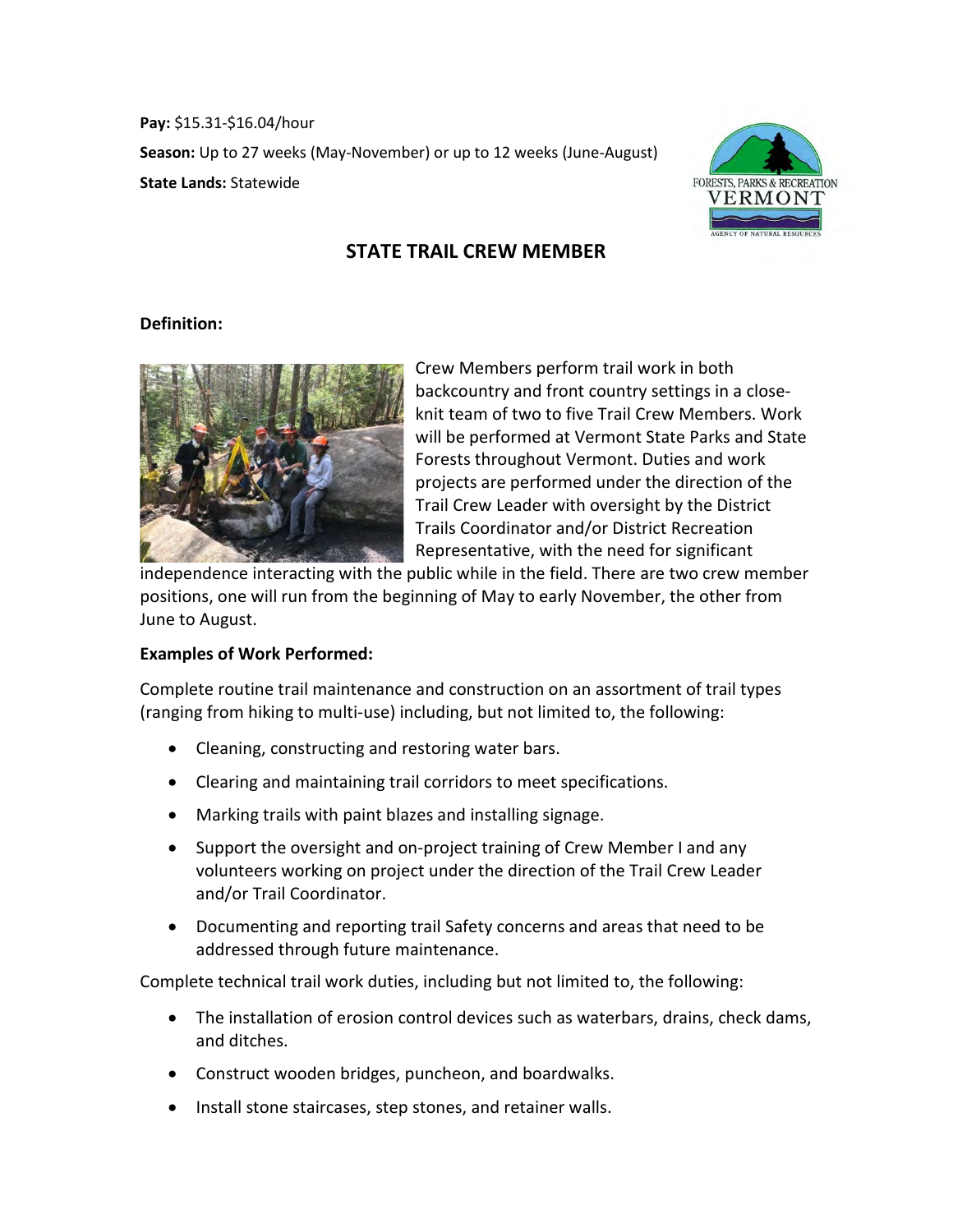**Pay:** $15.31-$16.04/hour

**Season:** Up to 27 weeks (May-November) or up to 12 weeks (June-August)

**State Lands:** Statewide

# STATE TRAIL CREW MEMBER

**Definition:**

Crew Members perform trail work in both backcountry and front country settings in a close-knit team of two to five Trail Crew Members. Work will be performed at Vermont State Parks and State Forests throughout Vermont. Duties and work projects are performed under the direction of the Trail Crew Leader with oversight by the District Trails Coordinator and/or District Recreation Representative, with the need for significant independence interacting with the public while in the field. There are two crew member positions, one will run from the beginning of May to early November, the other from June to August.

**Examples of Work Performed:**

Complete routine trail maintenance and construction on an assortment of trail types (ranging from hiking to multi-use) including, but not limited to, the following:

- Cleaning, constructing and restoring water bars.
- Clearing and maintaining trail corridors to meet specifications.
- Marking trails with paint blazes and installing signage.
- Support the oversight and on-project training of Crew Member I and any volunteers working on project under the direction of the Trail Crew Leader and/or Trail Coordinator.
- Documenting and reporting trail Safety concerns and areas that need to be addressed through future maintenance.

Complete technical trail work duties, including but not limited to, the following:

- The installation of erosion control devices such as waterbars, drains, check dams, and ditches.
- Construct wooden bridges, puncheon, and boardwalks.
- Install stone staircases, step stones, and retainer walls.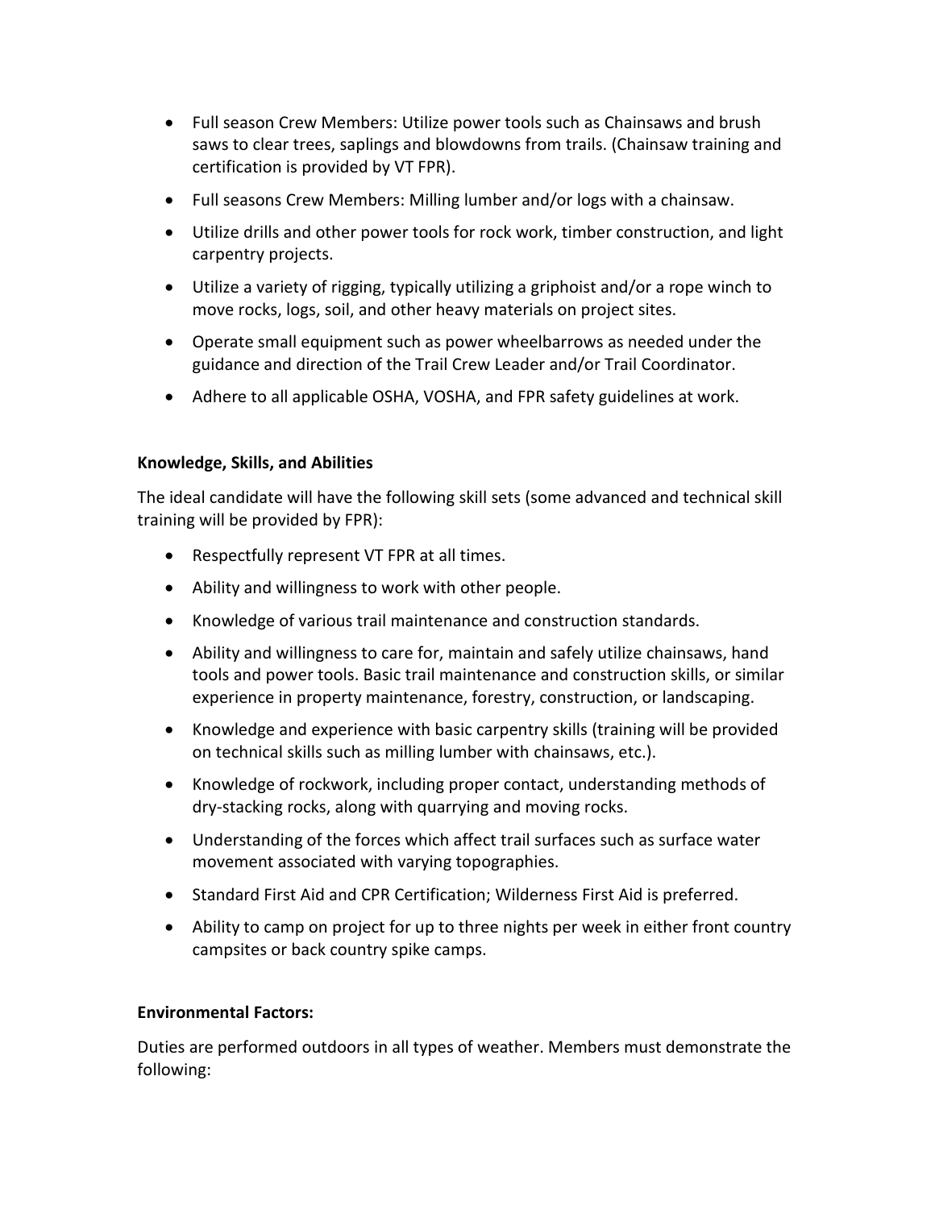- Full season Crew Members: Utilize power tools such as Chainsaws and brush saws to clear trees, saplings and blowdowns from trails. (Chainsaw training and certification is provided by VT FPR).
- Full seasons Crew Members: Milling lumber and/or logs with a chainsaw.
- Utilize drills and other power tools for rock work, timber construction, and light carpentry projects.
- Utilize a variety of rigging, typically utilizing a griphoist and/or a rope winch to move rocks, logs, soil, and other heavy materials on project sites.
- Operate small equipment such as power wheelbarrows as needed under the guidance and direction of the Trail Crew Leader and/or Trail Coordinator.
- Adhere to all applicable OSHA, VOSHA, and FPR safety guidelines at work.

**Knowledge, Skills, and Abilities**

The ideal candidate will have the following skill sets (some advanced and technical skill training will be provided by FPR):

- Respectfully represent VT FPR at all times.
- Ability and willingness to work with other people.
- Knowledge of various trail maintenance and construction standards.
- Ability and willingness to care for, maintain and safely utilize chainsaws, hand tools and power tools. Basic trail maintenance and construction skills, or similar experience in property maintenance, forestry, construction, or landscaping.
- Knowledge and experience with basic carpentry skills (training will be provided on technical skills such as milling lumber with chainsaws, etc.).
- Knowledge of rockwork, including proper contact, understanding methods of dry-stacking rocks, along with quarrying and moving rocks.
- Understanding of the forces which affect trail surfaces such as surface water movement associated with varying topographies.
- Standard First Aid and CPR Certification; Wilderness First Aid is preferred.
- Ability to camp on project for up to three nights per week in either front country campsites or back country spike camps.

**Environmental Factors:**

Duties are performed outdoors in all types of weather. Members must demonstrate the following: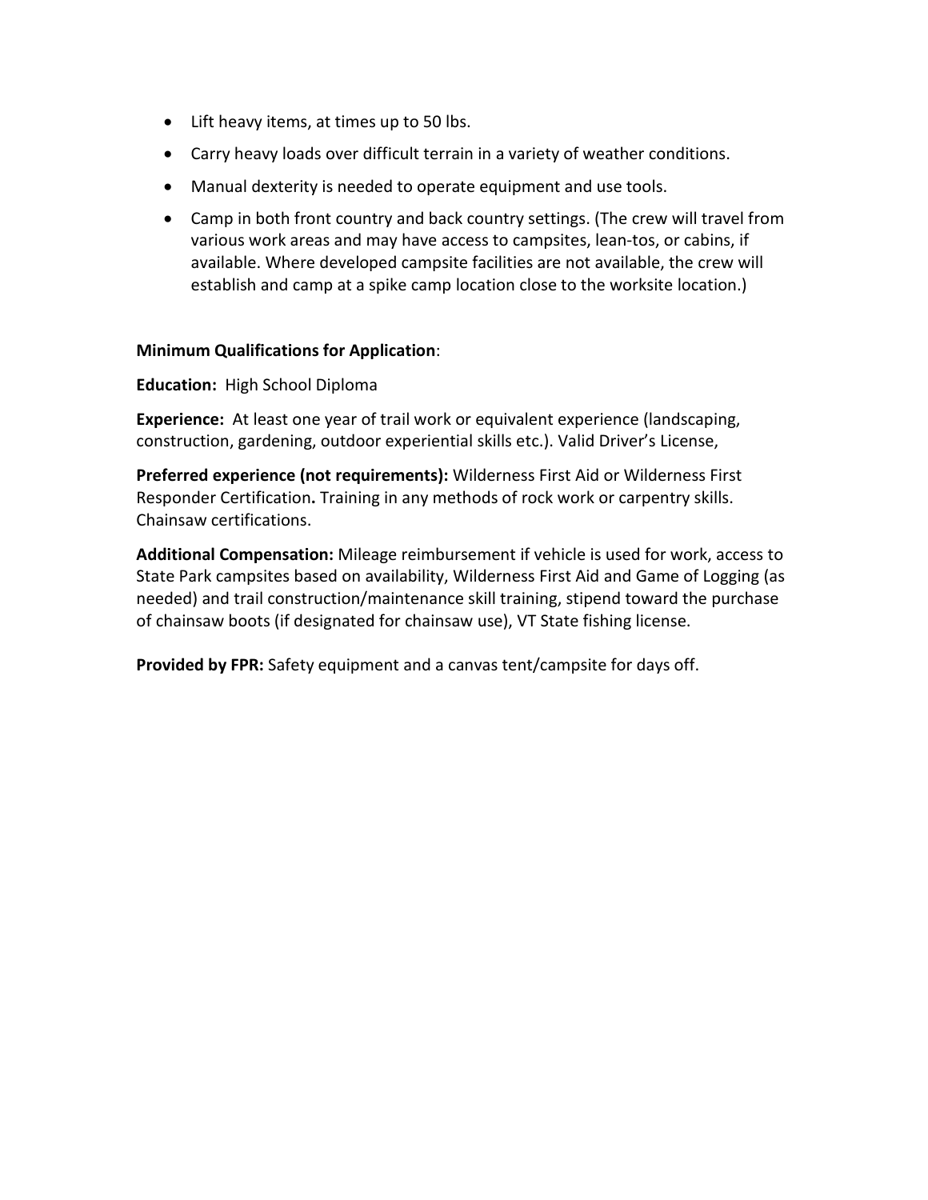- Lift heavy items, at times up to 50 lbs.
- Carry heavy loads over difficult terrain in a variety of weather conditions.
- Manual dexterity is needed to operate equipment and use tools.
- Camp in both front country and back country settings. (The crew will travel from various work areas and may have access to campsites, lean-tos, or cabins, if available. Where developed campsite facilities are not available, the crew will establish and camp at a spike camp location close to the worksite location.)

**Minimum Qualifications for Application**:

**Education:** High School Diploma

**Experience:** At least one year of trail work or equivalent experience (landscaping, construction, gardening, outdoor experiential skills etc.). Valid Driver's License,

**Preferred experience (not requirements):** Wilderness First Aid or Wilderness First Responder Certification**.** Training in any methods of rock work or carpentry skills. Chainsaw certifications.

**Additional Compensation:** Mileage reimbursement if vehicle is used for work, access to State Park campsites based on availability, Wilderness First Aid and Game of Logging (as needed) and trail construction/maintenance skill training, stipend toward the purchase of chainsaw boots (if designated for chainsaw use), VT State fishing license.

**Provided by FPR:** Safety equipment and a canvas tent/campsite for days off.